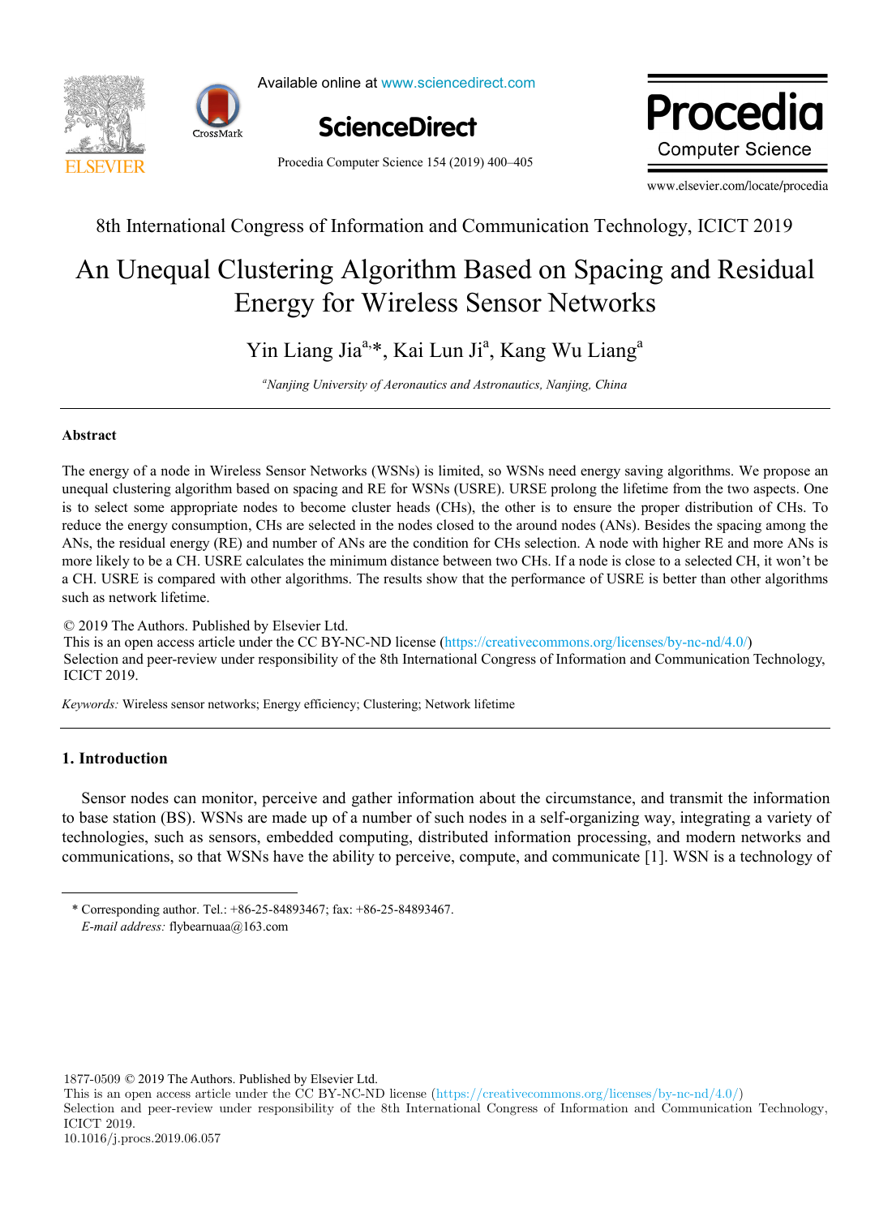8th International Congress of Information and Communication Technology, ICICT 2019

# An Unequal Clustering Algorithm Based on Spacing and Residual Energy for Wireless Sensor Networks

Yin Liang Jia[a,]*, Kai Lun Ji[a], Kang Wu Liang[a]

[a]*Nanjing University of Aeronautics and Astronautics, Nanjing, China*

## Abstract

The energy of a node in Wireless Sensor Networks (WSNs) is limited, so WSNs need energy saving algorithms. We propose an unequal clustering algorithm based on spacing and RE for WSNs (USRE). URSE prolong the lifetime from the two aspects. One is to select some appropriate nodes to become cluster heads (CHs), the other is to ensure the proper distribution of CHs. To reduce the energy consumption, CHs are selected in the nodes closed to the around nodes (ANs). Besides the spacing among the ANs, the residual energy (RE) and number of ANs are the condition for CHs selection. A node with higher RE and more ANs is more likely to be a CH. USRE calculates the minimum distance between two CHs. If a node is close to a selected CH, it won't be a CH. USRE is compared with other algorithms. The results show that the performance of USRE is better than other algorithms such as network lifetime.

© 2019 The Authors. Published by Elsevier Ltd.
This is an open access article under the CC BY-NC-ND license (https://creativecommons.org/licenses/by-nc-nd/4.0/)
Selection and peer-review under responsibility of the 8th International Congress of Information and Communication Technology, ICICT 2019.

*Keywords:* Wireless sensor networks; Energy efficiency; Clustering; Network lifetime

## 1. Introduction

Sensor nodes can monitor, perceive and gather information about the circumstance, and transmit the information to base station (BS). WSNs are made up of a number of such nodes in a self-organizing way, integrating a variety of technologies, such as sensors, embedded computing, distributed information processing, and modern networks and communications, so that WSNs have the ability to perceive, compute, and communicate [1]. WSN is a technology of

* Corresponding author. Tel.: +86-25-84893467; fax: +86-25-84893467.
*E-mail address:* flybearnuaa@163.com

1877-0509 © 2019 The Authors. Published by Elsevier Ltd.
This is an open access article under the CC BY-NC-ND license (https://creativecommons.org/licenses/by-nc-nd/4.0/)
Selection and peer-review under responsibility of the 8th International Congress of Information and Communication Technology, ICICT 2019.
10.1016/j.procs.2019.06.057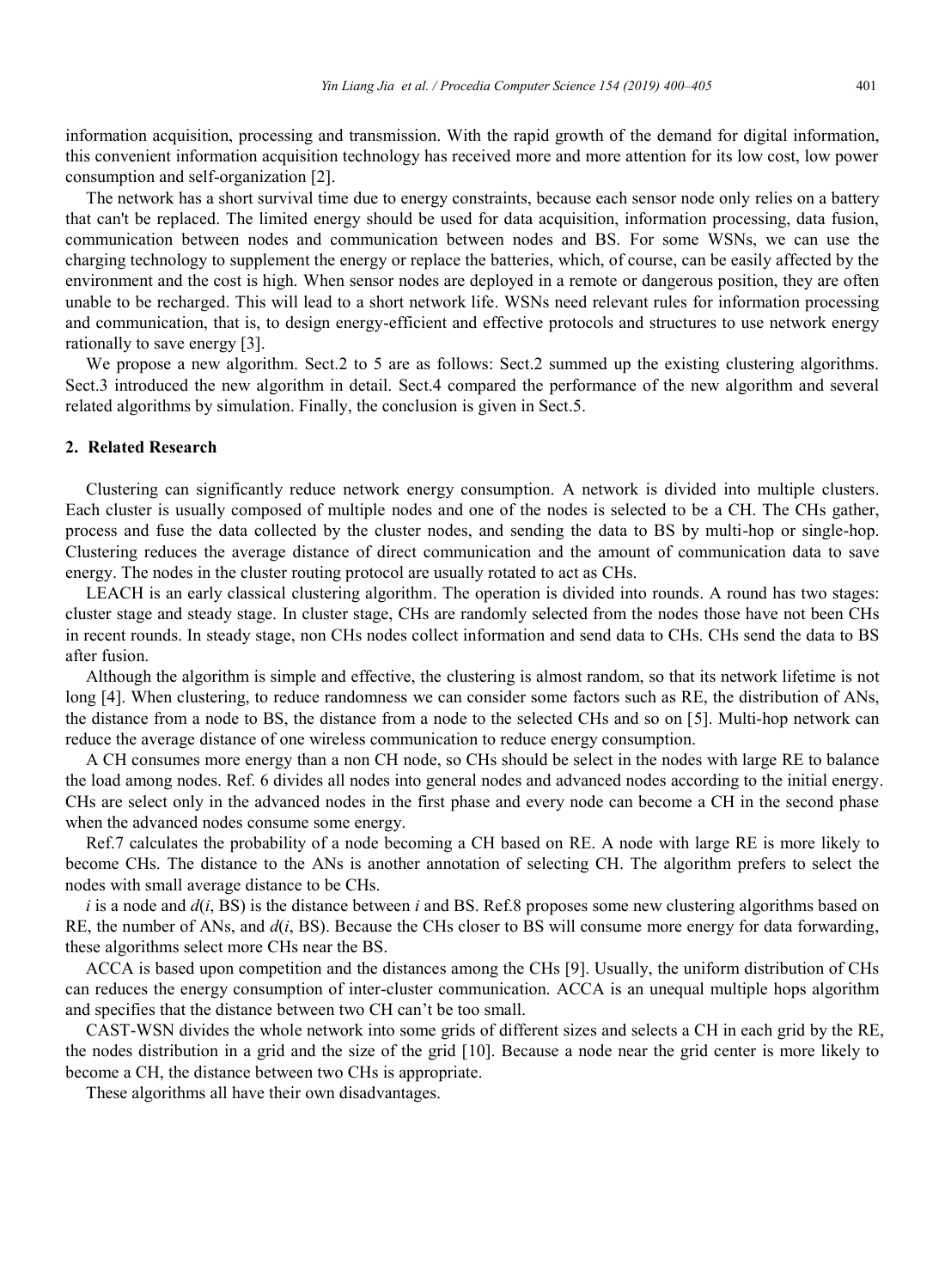information acquisition, processing and transmission. With the rapid growth of the demand for digital information, this convenient information acquisition technology has received more and more attention for its low cost, low power consumption and self-organization [2].

The network has a short survival time due to energy constraints, because each sensor node only relies on a battery that can't be replaced. The limited energy should be used for data acquisition, information processing, data fusion, communication between nodes and communication between nodes and BS. For some WSNs, we can use the charging technology to supplement the energy or replace the batteries, which, of course, can be easily affected by the environment and the cost is high. When sensor nodes are deployed in a remote or dangerous position, they are often unable to be recharged. This will lead to a short network life. WSNs need relevant rules for information processing and communication, that is, to design energy-efficient and effective protocols and structures to use network energy rationally to save energy [3].

We propose a new algorithm. Sect.2 to 5 are as follows: Sect.2 summed up the existing clustering algorithms. Sect.3 introduced the new algorithm in detail. Sect.4 compared the performance of the new algorithm and several related algorithms by simulation. Finally, the conclusion is given in Sect.5.

## 2. Related Research

Clustering can significantly reduce network energy consumption. A network is divided into multiple clusters. Each cluster is usually composed of multiple nodes and one of the nodes is selected to be a CH. The CHs gather, process and fuse the data collected by the cluster nodes, and sending the data to BS by multi-hop or single-hop. Clustering reduces the average distance of direct communication and the amount of communication data to save energy. The nodes in the cluster routing protocol are usually rotated to act as CHs.

LEACH is an early classical clustering algorithm. The operation is divided into rounds. A round has two stages: cluster stage and steady stage. In cluster stage, CHs are randomly selected from the nodes those have not been CHs in recent rounds. In steady stage, non CHs nodes collect information and send data to CHs. CHs send the data to BS after fusion.

Although the algorithm is simple and effective, the clustering is almost random, so that its network lifetime is not long [4]. When clustering, to reduce randomness we can consider some factors such as RE, the distribution of ANs, the distance from a node to BS, the distance from a node to the selected CHs and so on [5]. Multi-hop network can reduce the average distance of one wireless communication to reduce energy consumption.

A CH consumes more energy than a non CH node, so CHs should be select in the nodes with large RE to balance the load among nodes. Ref. 6 divides all nodes into general nodes and advanced nodes according to the initial energy. CHs are select only in the advanced nodes in the first phase and every node can become a CH in the second phase when the advanced nodes consume some energy.

Ref.7 calculates the probability of a node becoming a CH based on RE. A node with large RE is more likely to become CHs. The distance to the ANs is another annotation of selecting CH. The algorithm prefers to select the nodes with small average distance to be CHs.

$i$ is a node and $d(i, \text{BS})$ is the distance between $i$ and BS. Ref.8 proposes some new clustering algorithms based on RE, the number of ANs, and $d(i, \text{BS})$. Because the CHs closer to BS will consume more energy for data forwarding, these algorithms select more CHs near the BS.

ACCA is based upon competition and the distances among the CHs [9]. Usually, the uniform distribution of CHs can reduces the energy consumption of inter-cluster communication. ACCA is an unequal multiple hops algorithm and specifies that the distance between two CH can't be too small.

CAST-WSN divides the whole network into some grids of different sizes and selects a CH in each grid by the RE, the nodes distribution in a grid and the size of the grid [10]. Because a node near the grid center is more likely to become a CH, the distance between two CHs is appropriate.

These algorithms all have their own disadvantages.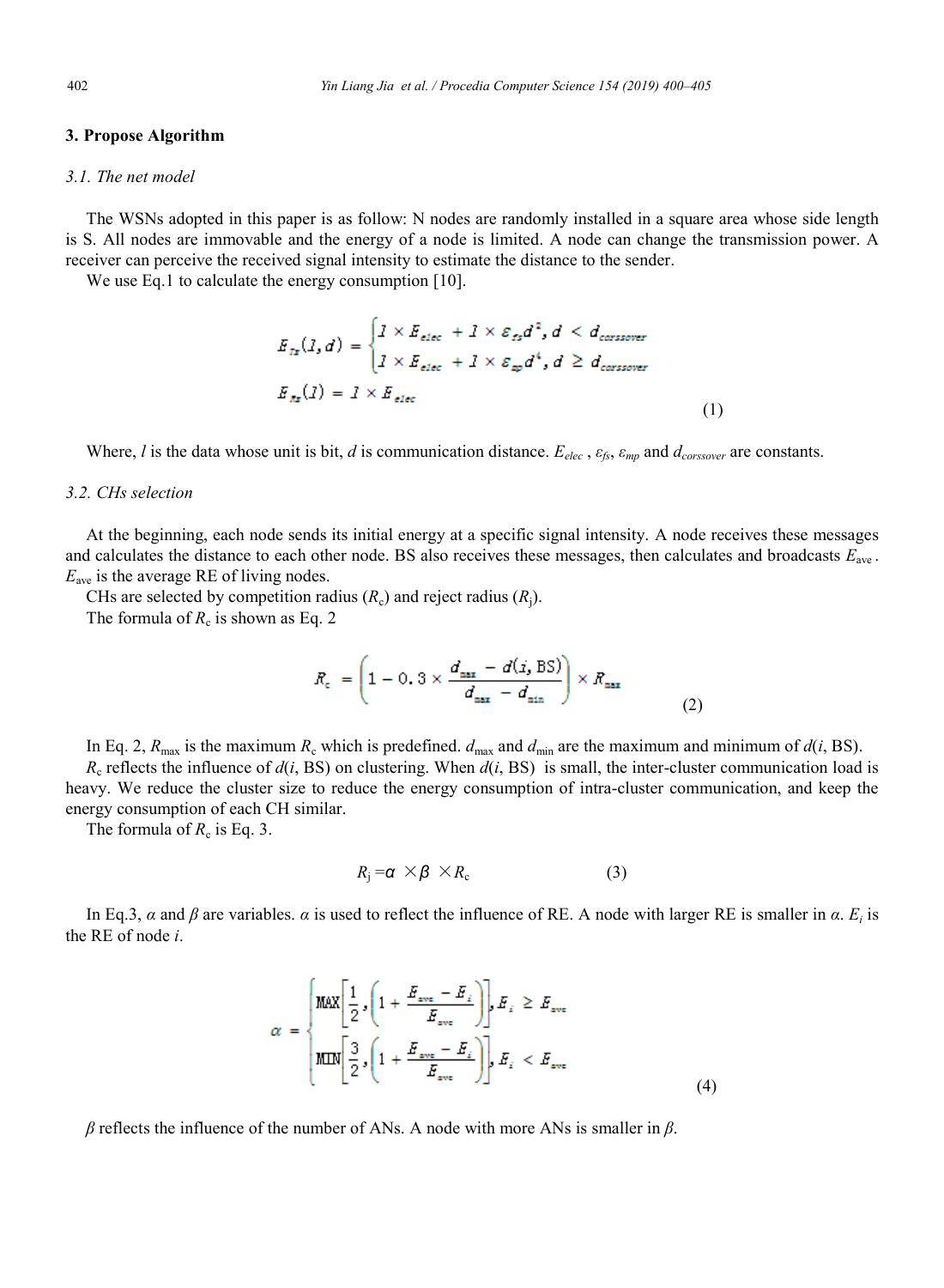## 3. Propose Algorithm

### 3.1. The net model

The WSNs adopted in this paper is as follow: N nodes are randomly installed in a square area whose side length is S. All nodes are immovable and the energy of a node is limited. A node can change the transmission power. A receiver can perceive the received signal intensity to estimate the distance to the sender.

We use Eq.1 to calculate the energy consumption [10].

$$
\begin{aligned}
E_{Tx}(l,d) &= \begin{cases} l \times E_{elec} + l \times \varepsilon_{fs} d^2, & d < d_{corssover} \\ l \times E_{elec} + l \times \varepsilon_{mp} d^4, & d \geq d_{corssover} \end{cases} \\
E_{Rx}(l) &= l \times E_{elec}
\end{aligned} \tag{1}
$$

Where, $l$ is the data whose unit is bit, $d$ is communication distance. $E_{elec}$ , $\varepsilon_{fs}$, $\varepsilon_{mp}$ and $d_{corssover}$ are constants.

### 3.2. CHs selection

At the beginning, each node sends its initial energy at a specific signal intensity. A node receives these messages and calculates the distance to each other node. BS also receives these messages, then calculates and broadcasts $E_{ave}$ . $E_{ave}$ is the average RE of living nodes.

CHs are selected by competition radius ($R_c$) and reject radius ($R_j$).

The formula of $R_c$ is shown as Eq. 2

$$
R_c = \left(1 - 0.3 \times \frac{d_{max} - d(i, \mathrm{BS})}{d_{max} - d_{min}}\right) \times R_{max} \tag{2}
$$

In Eq. 2, $R_{max}$ is the maximum $R_c$ which is predefined. $d_{max}$ and $d_{min}$ are the maximum and minimum of $d(i, \mathrm{BS})$.

$R_c$ reflects the influence of $d(i, \mathrm{BS})$ on clustering. When $d(i, \mathrm{BS})$ is small, the inter-cluster communication load is heavy. We reduce the cluster size to reduce the energy consumption of intra-cluster communication, and keep the energy consumption of each CH similar.

The formula of $R_c$ is Eq. 3.

$$
R_j = \alpha \times \beta \times R_c \tag{3}
$$

In Eq.3, $\alpha$ and $\beta$ are variables. $\alpha$ is used to reflect the influence of RE. A node with larger RE is smaller in $\alpha$. $E_i$ is the RE of node $i$.

$$
\alpha = \begin{cases} \mathrm{MAX}\left[\frac{1}{2}, \left(1 + \frac{E_{ave} - E_i}{E_{ave}}\right)\right], & E_i \geq E_{ave} \\ \mathrm{MIN}\left[\frac{3}{2}, \left(1 + \frac{E_{ave} - E_i}{E_{ave}}\right)\right], & E_i < E_{ave} \end{cases} \tag{4}
$$

$\beta$ reflects the influence of the number of ANs. A node with more ANs is smaller in $\beta$.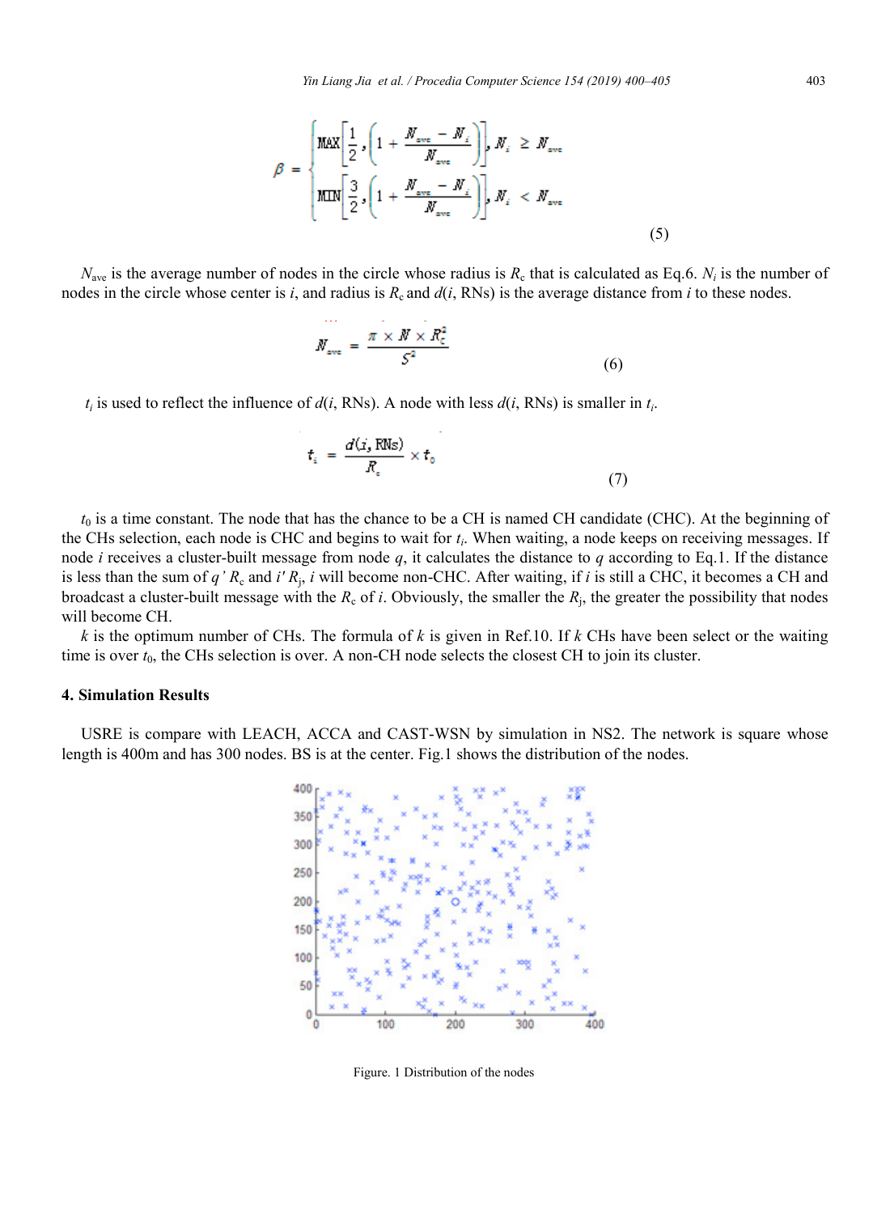$$\beta = \begin{cases} \text{MAX}\left[\frac{1}{2}, \left(1 + \frac{N_{ave} - N_i}{N_{ave}}\right)\right], N_i \geq N_{ave} \\ \text{MIN}\left[\frac{3}{2}, \left(1 + \frac{N_{ave} - N_i}{N_{ave}}\right)\right], N_i < N_{ave} \end{cases} \tag{5}$$

$N_{ave}$ is the average number of nodes in the circle whose radius is $R_c$ that is calculated as Eq.6. $N_i$ is the number of nodes in the circle whose center is $i$, and radius is $R_c$ and $d(i, \text{RNs})$ is the average distance from $i$ to these nodes.

$$N_{ave} = \frac{\pi \times N \times R_c^2}{S^2} \tag{6}$$

$t_i$ is used to reflect the influence of $d(i, \text{RNs})$. A node with less $d(i, \text{RNs})$ is smaller in $t_i$.

$$t_i = \frac{d(i, \text{RNs})}{R_c} \times t_0 \tag{7}$$

$t_0$ is a time constant. The node that has the chance to be a CH is named CH candidate (CHC). At the beginning of the CHs selection, each node is CHC and begins to wait for $t_i$. When waiting, a node keeps on receiving messages. If node $i$ receives a cluster-built message from node $q$, it calculates the distance to $q$ according to Eq.1. If the distance is less than the sum of $q'$ $R_c$ and $i'$ $R_j$, $i$ will become non-CHC. After waiting, if $i$ is still a CHC, it becomes a CH and broadcast a cluster-built message with the $R_c$ of $i$. Obviously, the smaller the $R_j$, the greater the possibility that nodes will become CH.

$k$ is the optimum number of CHs. The formula of $k$ is given in Ref.10. If $k$ CHs have been select or the waiting time is over $t_0$, the CHs selection is over. A non-CH node selects the closest CH to join its cluster.

## 4. Simulation Results

USRE is compare with LEACH, ACCA and CAST-WSN by simulation in NS2. The network is square whose length is 400m and has 300 nodes. BS is at the center. Fig.1 shows the distribution of the nodes.

Figure. 1 Distribution of the nodes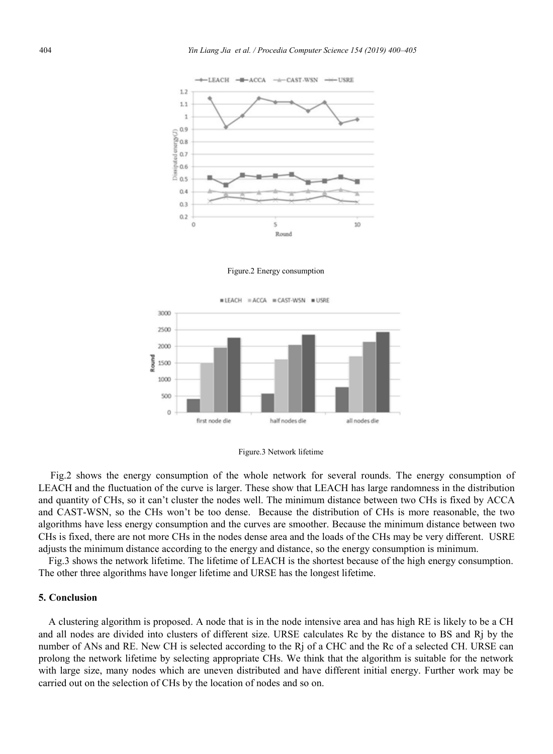Figure.2 Energy consumption

Figure.3 Network lifetime

Fig.2 shows the energy consumption of the whole network for several rounds. The energy consumption of LEACH and the fluctuation of the curve is larger. These show that LEACH has large randomness in the distribution and quantity of CHs, so it can't cluster the nodes well. The minimum distance between two CHs is fixed by ACCA and CAST-WSN, so the CHs won't be too dense. Because the distribution of CHs is more reasonable, the two algorithms have less energy consumption and the curves are smoother. Because the minimum distance between two CHs is fixed, there are not more CHs in the nodes dense area and the loads of the CHs may be very different. USRE adjusts the minimum distance according to the energy and distance, so the energy consumption is minimum.

Fig.3 shows the network lifetime. The lifetime of LEACH is the shortest because of the high energy consumption. The other three algorithms have longer lifetime and URSE has the longest lifetime.

## 5. Conclusion

A clustering algorithm is proposed. A node that is in the node intensive area and has high RE is likely to be a CH and all nodes are divided into clusters of different size. URSE calculates Rc by the distance to BS and Rj by the number of ANs and RE. New CH is selected according to the Rj of a CHC and the Rc of a selected CH. URSE can prolong the network lifetime by selecting appropriate CHs. We think that the algorithm is suitable for the network with large size, many nodes which are uneven distributed and have different initial energy. Further work may be carried out on the selection of CHs by the location of nodes and so on.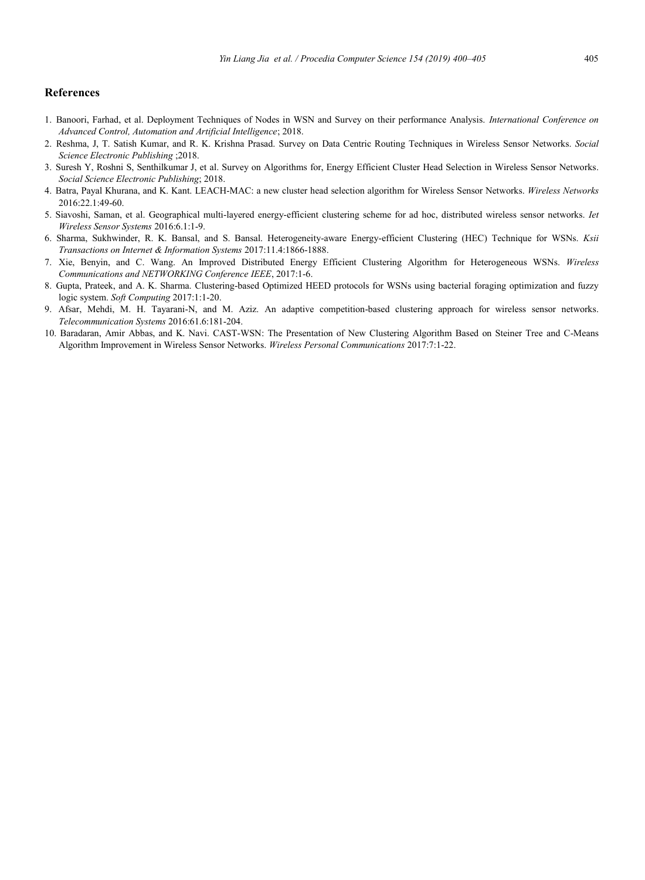## References

1. Banoori, Farhad, et al. Deployment Techniques of Nodes in WSN and Survey on their performance Analysis. *International Conference on Advanced Control, Automation and Artificial Intelligence*; 2018.
2. Reshma, J, T. Satish Kumar, and R. K. Krishna Prasad. Survey on Data Centric Routing Techniques in Wireless Sensor Networks. *Social Science Electronic Publishing* ;2018.
3. Suresh Y, Roshni S, Senthilkumar J, et al. Survey on Algorithms for, Energy Efficient Cluster Head Selection in Wireless Sensor Networks. *Social Science Electronic Publishing*; 2018.
4. Batra, Payal Khurana, and K. Kant. LEACH-MAC: a new cluster head selection algorithm for Wireless Sensor Networks. *Wireless Networks* 2016:22.1:49-60.
5. Siavoshi, Saman, et al. Geographical multi-layered energy-efficient clustering scheme for ad hoc, distributed wireless sensor networks. *Iet Wireless Sensor Systems* 2016:6.1:1-9.
6. Sharma, Sukhwinder, R. K. Bansal, and S. Bansal. Heterogeneity-aware Energy-efficient Clustering (HEC) Technique for WSNs. *Ksii Transactions on Internet & Information Systems* 2017:11.4:1866-1888.
7. Xie, Benyin, and C. Wang. An Improved Distributed Energy Efficient Clustering Algorithm for Heterogeneous WSNs. *Wireless Communications and NETWORKING Conference IEEE*, 2017:1-6.
8. Gupta, Prateek, and A. K. Sharma. Clustering-based Optimized HEED protocols for WSNs using bacterial foraging optimization and fuzzy logic system. *Soft Computing* 2017:1:1-20.
9. Afsar, Mehdi, M. H. Tayarani-N, and M. Aziz. An adaptive competition-based clustering approach for wireless sensor networks. *Telecommunication Systems* 2016:61.6:181-204.
10. Baradaran, Amir Abbas, and K. Navi. CAST-WSN: The Presentation of New Clustering Algorithm Based on Steiner Tree and C-Means Algorithm Improvement in Wireless Sensor Networks. *Wireless Personal Communications* 2017:7:1-22.